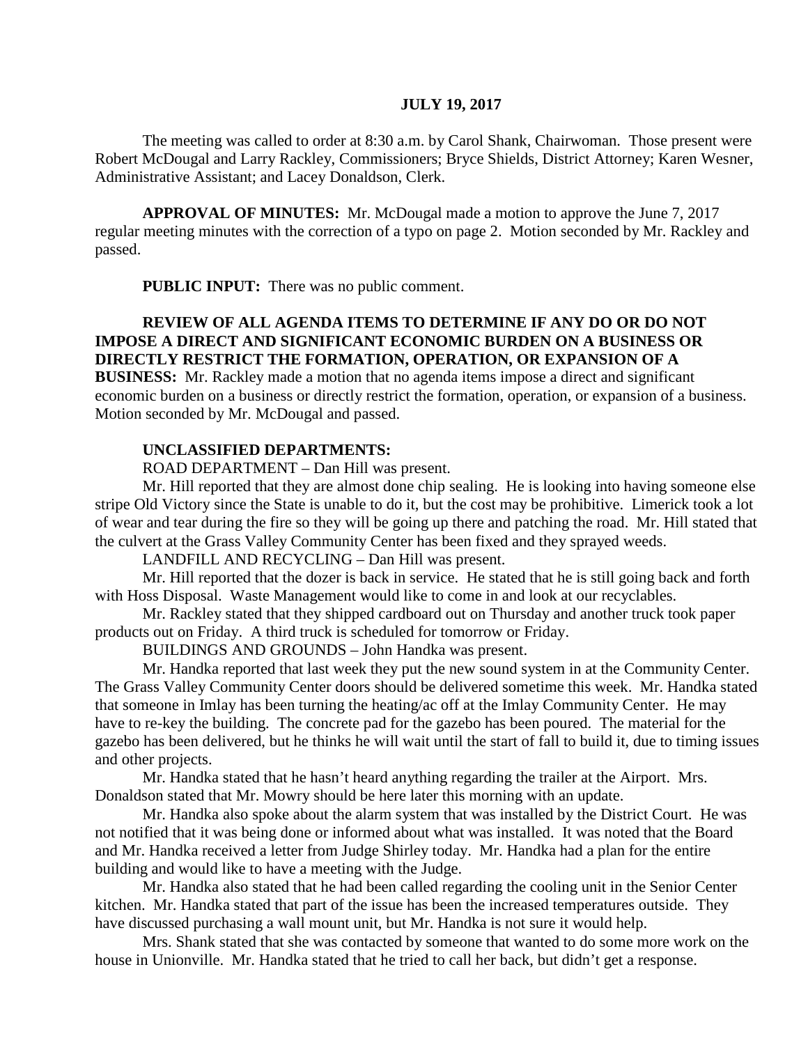**JULY 19, 2017**

The meeting was called to order at 8:30 a.m. by Carol Shank, Chairwoman. Those present were Robert McDougal and Larry Rackley, Commissioners; Bryce Shields, District Attorney; Karen Wesner, Administrative Assistant; and Lacey Donaldson, Clerk.

**APPROVAL OF MINUTES:** Mr. McDougal made a motion to approve the June 7, 2017 regular meeting minutes with the correction of a typo on page 2. Motion seconded by Mr. Rackley and passed.

**PUBLIC INPUT:** There was no public comment.

**REVIEW OF ALL AGENDA ITEMS TO DETERMINE IF ANY DO OR DO NOT IMPOSE A DIRECT AND SIGNIFICANT ECONOMIC BURDEN ON A BUSINESS OR DIRECTLY RESTRICT THE FORMATION, OPERATION, OR EXPANSION OF A BUSINESS:** Mr. Rackley made a motion that no agenda items impose a direct and significant economic burden on a business or directly restrict the formation, operation, or expansion of a business. Motion seconded by Mr. McDougal and passed.

**UNCLASSIFIED DEPARTMENTS:**

ROAD DEPARTMENT – Dan Hill was present.

Mr. Hill reported that they are almost done chip sealing. He is looking into having someone else stripe Old Victory since the State is unable to do it, but the cost may be prohibitive. Limerick took a lot of wear and tear during the fire so they will be going up there and patching the road. Mr. Hill stated that the culvert at the Grass Valley Community Center has been fixed and they sprayed weeds.

LANDFILL AND RECYCLING – Dan Hill was present.

Mr. Hill reported that the dozer is back in service. He stated that he is still going back and forth with Hoss Disposal. Waste Management would like to come in and look at our recyclables.

Mr. Rackley stated that they shipped cardboard out on Thursday and another truck took paper products out on Friday. A third truck is scheduled for tomorrow or Friday.

BUILDINGS AND GROUNDS – John Handka was present.

Mr. Handka reported that last week they put the new sound system in at the Community Center. The Grass Valley Community Center doors should be delivered sometime this week. Mr. Handka stated that someone in Imlay has been turning the heating/ac off at the Imlay Community Center. He may have to re-key the building. The concrete pad for the gazebo has been poured. The material for the gazebo has been delivered, but he thinks he will wait until the start of fall to build it, due to timing issues and other projects.

Mr. Handka stated that he hasn't heard anything regarding the trailer at the Airport. Mrs. Donaldson stated that Mr. Mowry should be here later this morning with an update.

Mr. Handka also spoke about the alarm system that was installed by the District Court. He was not notified that it was being done or informed about what was installed. It was noted that the Board and Mr. Handka received a letter from Judge Shirley today. Mr. Handka had a plan for the entire building and would like to have a meeting with the Judge.

Mr. Handka also stated that he had been called regarding the cooling unit in the Senior Center kitchen. Mr. Handka stated that part of the issue has been the increased temperatures outside. They have discussed purchasing a wall mount unit, but Mr. Handka is not sure it would help.

Mrs. Shank stated that she was contacted by someone that wanted to do some more work on the house in Unionville. Mr. Handka stated that he tried to call her back, but didn't get a response.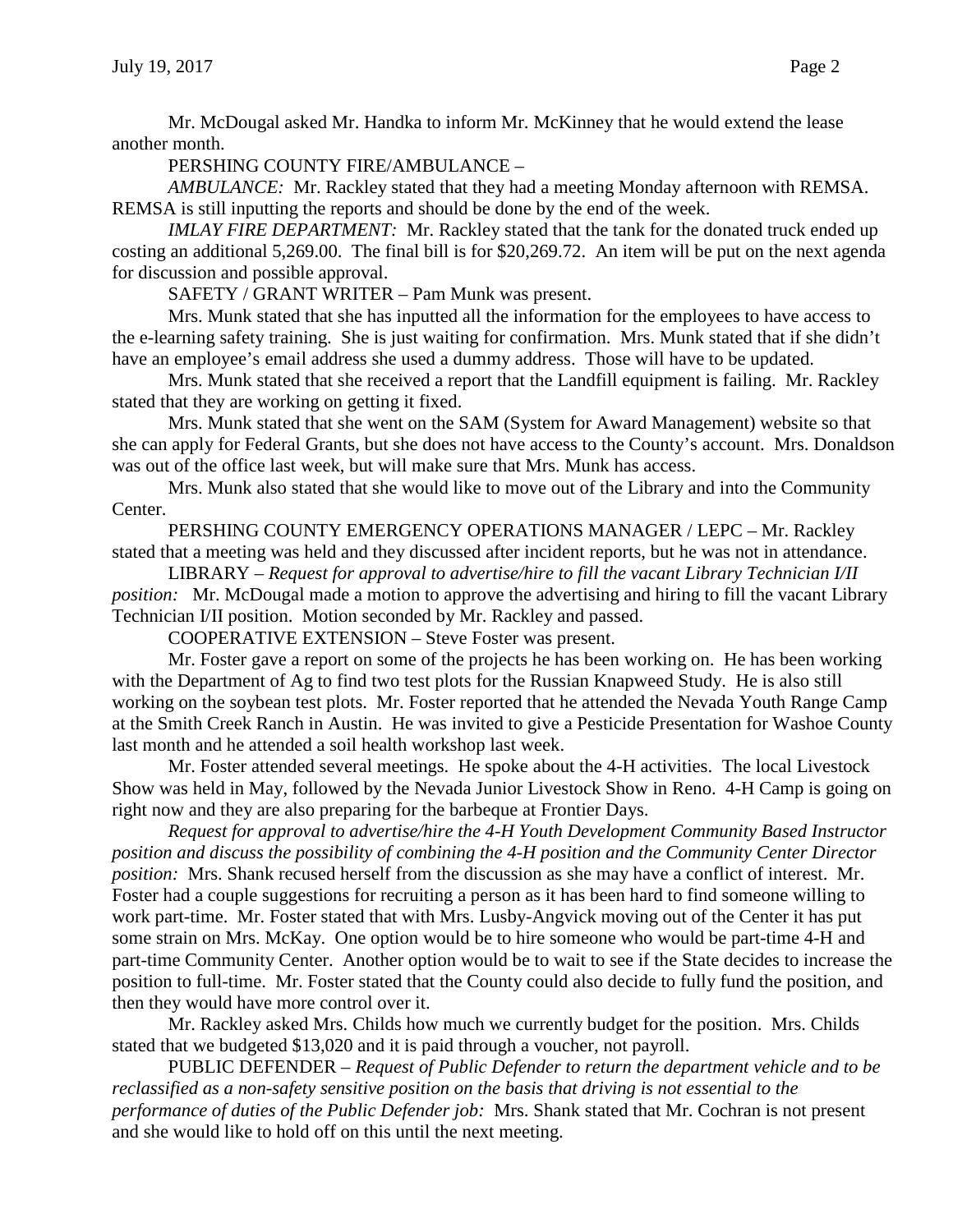Mr. McDougal asked Mr. Handka to inform Mr. McKinney that he would extend the lease another month.

PERSHING COUNTY FIRE/AMBULANCE –

*AMBULANCE:* Mr. Rackley stated that they had a meeting Monday afternoon with REMSA. REMSA is still inputting the reports and should be done by the end of the week.

*IMLAY FIRE DEPARTMENT:* Mr. Rackley stated that the tank for the donated truck ended up costing an additional 5,269.00. The final bill is for $20,269.72. An item will be put on the next agenda for discussion and possible approval.

SAFETY / GRANT WRITER – Pam Munk was present.

Mrs. Munk stated that she has inputted all the information for the employees to have access to the e-learning safety training. She is just waiting for confirmation. Mrs. Munk stated that if she didn't have an employee's email address she used a dummy address. Those will have to be updated.

Mrs. Munk stated that she received a report that the Landfill equipment is failing. Mr. Rackley stated that they are working on getting it fixed.

Mrs. Munk stated that she went on the SAM (System for Award Management) website so that she can apply for Federal Grants, but she does not have access to the County's account. Mrs. Donaldson was out of the office last week, but will make sure that Mrs. Munk has access.

Mrs. Munk also stated that she would like to move out of the Library and into the Community Center.

PERSHING COUNTY EMERGENCY OPERATIONS MANAGER / LEPC – Mr. Rackley stated that a meeting was held and they discussed after incident reports, but he was not in attendance.

LIBRARY – *Request for approval to advertise/hire to fill the vacant Library Technician I/II position:* Mr. McDougal made a motion to approve the advertising and hiring to fill the vacant Library Technician I/II position. Motion seconded by Mr. Rackley and passed.

COOPERATIVE EXTENSION – Steve Foster was present.

Mr. Foster gave a report on some of the projects he has been working on. He has been working with the Department of Ag to find two test plots for the Russian Knapweed Study. He is also still working on the soybean test plots. Mr. Foster reported that he attended the Nevada Youth Range Camp at the Smith Creek Ranch in Austin. He was invited to give a Pesticide Presentation for Washoe County last month and he attended a soil health workshop last week.

Mr. Foster attended several meetings. He spoke about the 4-H activities. The local Livestock Show was held in May, followed by the Nevada Junior Livestock Show in Reno. 4-H Camp is going on right now and they are also preparing for the barbeque at Frontier Days.

*Request for approval to advertise/hire the 4-H Youth Development Community Based Instructor position and discuss the possibility of combining the 4-H position and the Community Center Director position:* Mrs. Shank recused herself from the discussion as she may have a conflict of interest. Mr. Foster had a couple suggestions for recruiting a person as it has been hard to find someone willing to work part-time. Mr. Foster stated that with Mrs. Lusby-Angvick moving out of the Center it has put some strain on Mrs. McKay. One option would be to hire someone who would be part-time 4-H and part-time Community Center. Another option would be to wait to see if the State decides to increase the position to full-time. Mr. Foster stated that the County could also decide to fully fund the position, and then they would have more control over it.

Mr. Rackley asked Mrs. Childs how much we currently budget for the position. Mrs. Childs stated that we budgeted $13,020 and it is paid through a voucher, not payroll.

PUBLIC DEFENDER – *Request of Public Defender to return the department vehicle and to be reclassified as a non-safety sensitive position on the basis that driving is not essential to the performance of duties of the Public Defender job:* Mrs. Shank stated that Mr. Cochran is not present and she would like to hold off on this until the next meeting.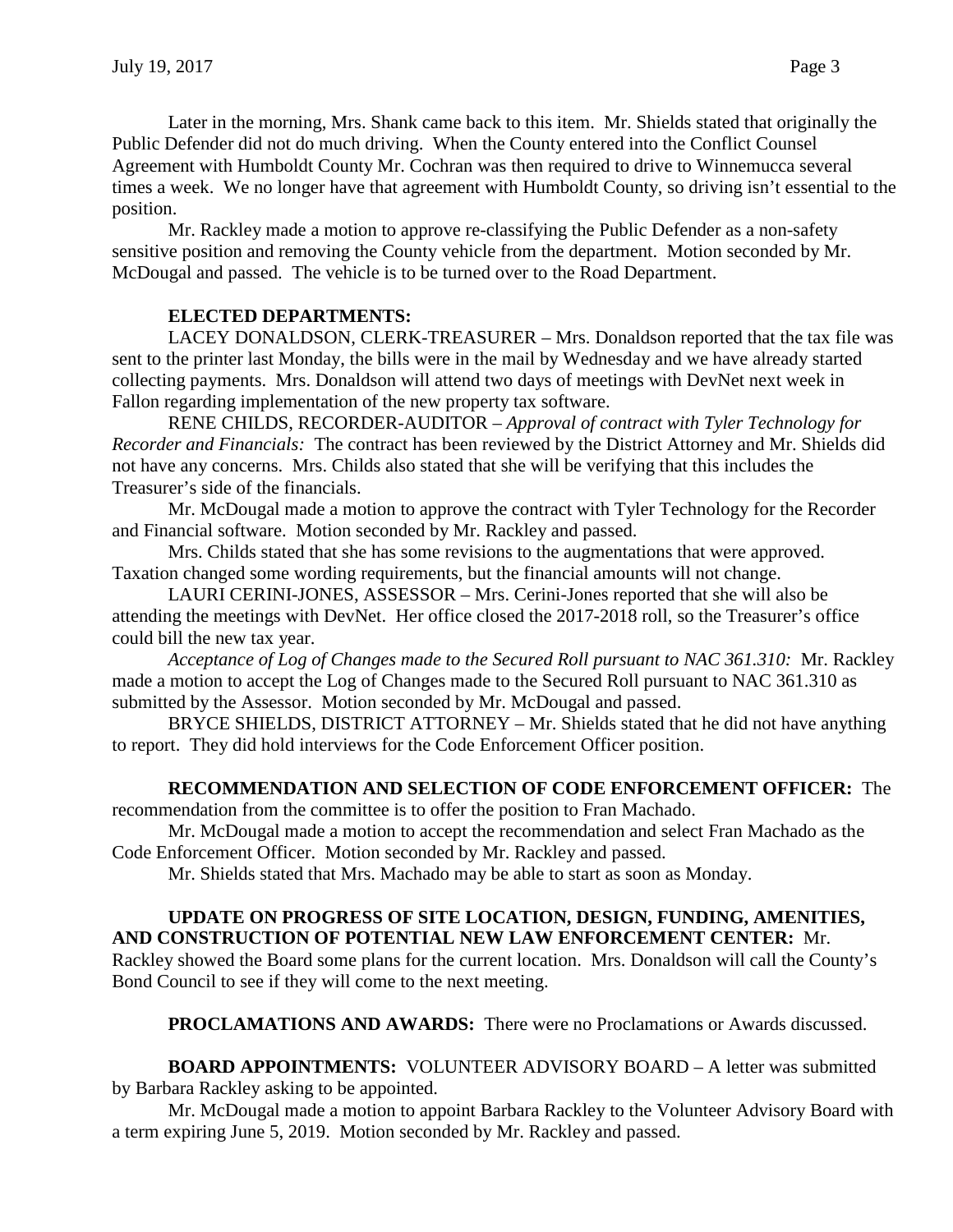Later in the morning, Mrs. Shank came back to this item. Mr. Shields stated that originally the Public Defender did not do much driving. When the County entered into the Conflict Counsel Agreement with Humboldt County Mr. Cochran was then required to drive to Winnemucca several times a week. We no longer have that agreement with Humboldt County, so driving isn't essential to the position.

Mr. Rackley made a motion to approve re-classifying the Public Defender as a non-safety sensitive position and removing the County vehicle from the department. Motion seconded by Mr. McDougal and passed. The vehicle is to be turned over to the Road Department.

**ELECTED DEPARTMENTS:**

LACEY DONALDSON, CLERK-TREASURER – Mrs. Donaldson reported that the tax file was sent to the printer last Monday, the bills were in the mail by Wednesday and we have already started collecting payments. Mrs. Donaldson will attend two days of meetings with DevNet next week in Fallon regarding implementation of the new property tax software.

RENE CHILDS, RECORDER-AUDITOR – *Approval of contract with Tyler Technology for Recorder and Financials:* The contract has been reviewed by the District Attorney and Mr. Shields did not have any concerns. Mrs. Childs also stated that she will be verifying that this includes the Treasurer's side of the financials.

Mr. McDougal made a motion to approve the contract with Tyler Technology for the Recorder and Financial software. Motion seconded by Mr. Rackley and passed.

Mrs. Childs stated that she has some revisions to the augmentations that were approved. Taxation changed some wording requirements, but the financial amounts will not change.

LAURI CERINI-JONES, ASSESSOR – Mrs. Cerini-Jones reported that she will also be attending the meetings with DevNet. Her office closed the 2017-2018 roll, so the Treasurer's office could bill the new tax year.

*Acceptance of Log of Changes made to the Secured Roll pursuant to NAC 361.310:* Mr. Rackley made a motion to accept the Log of Changes made to the Secured Roll pursuant to NAC 361.310 as submitted by the Assessor. Motion seconded by Mr. McDougal and passed.

BRYCE SHIELDS, DISTRICT ATTORNEY – Mr. Shields stated that he did not have anything to report. They did hold interviews for the Code Enforcement Officer position.

**RECOMMENDATION AND SELECTION OF CODE ENFORCEMENT OFFICER:** The recommendation from the committee is to offer the position to Fran Machado.

Mr. McDougal made a motion to accept the recommendation and select Fran Machado as the Code Enforcement Officer. Motion seconded by Mr. Rackley and passed.

Mr. Shields stated that Mrs. Machado may be able to start as soon as Monday.

**UPDATE ON PROGRESS OF SITE LOCATION, DESIGN, FUNDING, AMENITIES, AND CONSTRUCTION OF POTENTIAL NEW LAW ENFORCEMENT CENTER:** Mr. Rackley showed the Board some plans for the current location. Mrs. Donaldson will call the County's Bond Council to see if they will come to the next meeting.

**PROCLAMATIONS AND AWARDS:** There were no Proclamations or Awards discussed.

**BOARD APPOINTMENTS:** VOLUNTEER ADVISORY BOARD – A letter was submitted by Barbara Rackley asking to be appointed.

Mr. McDougal made a motion to appoint Barbara Rackley to the Volunteer Advisory Board with a term expiring June 5, 2019. Motion seconded by Mr. Rackley and passed.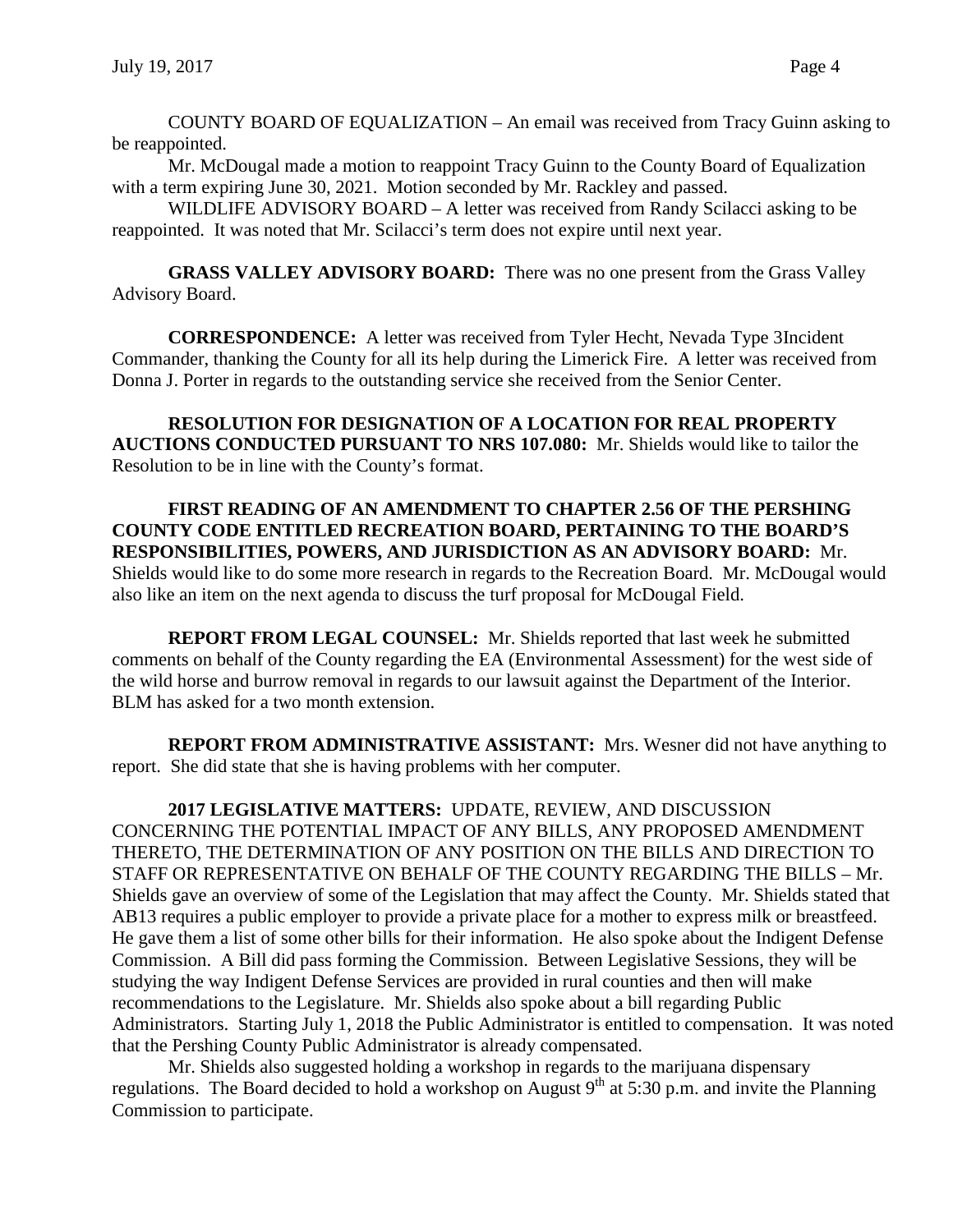COUNTY BOARD OF EQUALIZATION – An email was received from Tracy Guinn asking to be reappointed.

Mr. McDougal made a motion to reappoint Tracy Guinn to the County Board of Equalization with a term expiring June 30, 2021. Motion seconded by Mr. Rackley and passed.

WILDLIFE ADVISORY BOARD – A letter was received from Randy Scilacci asking to be reappointed. It was noted that Mr. Scilacci's term does not expire until next year.

**GRASS VALLEY ADVISORY BOARD:** There was no one present from the Grass Valley Advisory Board.

**CORRESPONDENCE:** A letter was received from Tyler Hecht, Nevada Type 3Incident Commander, thanking the County for all its help during the Limerick Fire. A letter was received from Donna J. Porter in regards to the outstanding service she received from the Senior Center.

**RESOLUTION FOR DESIGNATION OF A LOCATION FOR REAL PROPERTY AUCTIONS CONDUCTED PURSUANT TO NRS 107.080:** Mr. Shields would like to tailor the Resolution to be in line with the County's format.

**FIRST READING OF AN AMENDMENT TO CHAPTER 2.56 OF THE PERSHING COUNTY CODE ENTITLED RECREATION BOARD, PERTAINING TO THE BOARD'S RESPONSIBILITIES, POWERS, AND JURISDICTION AS AN ADVISORY BOARD:** Mr. Shields would like to do some more research in regards to the Recreation Board. Mr. McDougal would also like an item on the next agenda to discuss the turf proposal for McDougal Field.

**REPORT FROM LEGAL COUNSEL:** Mr. Shields reported that last week he submitted comments on behalf of the County regarding the EA (Environmental Assessment) for the west side of the wild horse and burrow removal in regards to our lawsuit against the Department of the Interior. BLM has asked for a two month extension.

**REPORT FROM ADMINISTRATIVE ASSISTANT:** Mrs. Wesner did not have anything to report. She did state that she is having problems with her computer.

**2017 LEGISLATIVE MATTERS:** UPDATE, REVIEW, AND DISCUSSION CONCERNING THE POTENTIAL IMPACT OF ANY BILLS, ANY PROPOSED AMENDMENT THERETO, THE DETERMINATION OF ANY POSITION ON THE BILLS AND DIRECTION TO STAFF OR REPRESENTATIVE ON BEHALF OF THE COUNTY REGARDING THE BILLS – Mr. Shields gave an overview of some of the Legislation that may affect the County. Mr. Shields stated that AB13 requires a public employer to provide a private place for a mother to express milk or breastfeed. He gave them a list of some other bills for their information. He also spoke about the Indigent Defense Commission. A Bill did pass forming the Commission. Between Legislative Sessions, they will be studying the way Indigent Defense Services are provided in rural counties and then will make recommendations to the Legislature. Mr. Shields also spoke about a bill regarding Public Administrators. Starting July 1, 2018 the Public Administrator is entitled to compensation. It was noted that the Pershing County Public Administrator is already compensated.

Mr. Shields also suggested holding a workshop in regards to the marijuana dispensary regulations. The Board decided to hold a workshop on August 9th at 5:30 p.m. and invite the Planning Commission to participate.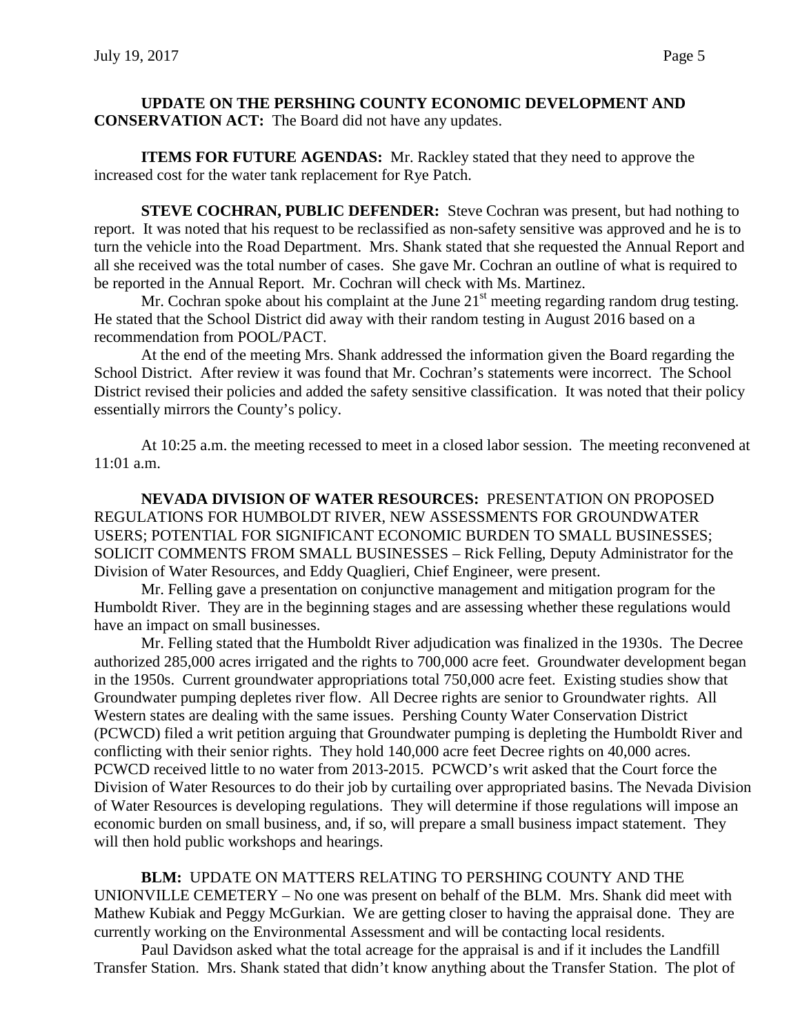**UPDATE ON THE PERSHING COUNTY ECONOMIC DEVELOPMENT AND CONSERVATION ACT:** The Board did not have any updates.

**ITEMS FOR FUTURE AGENDAS:** Mr. Rackley stated that they need to approve the increased cost for the water tank replacement for Rye Patch.

**STEVE COCHRAN, PUBLIC DEFENDER:** Steve Cochran was present, but had nothing to report. It was noted that his request to be reclassified as non-safety sensitive was approved and he is to turn the vehicle into the Road Department. Mrs. Shank stated that she requested the Annual Report and all she received was the total number of cases. She gave Mr. Cochran an outline of what is required to be reported in the Annual Report. Mr. Cochran will check with Ms. Martinez.

Mr. Cochran spoke about his complaint at the June 21st meeting regarding random drug testing. He stated that the School District did away with their random testing in August 2016 based on a recommendation from POOL/PACT.

At the end of the meeting Mrs. Shank addressed the information given the Board regarding the School District. After review it was found that Mr. Cochran's statements were incorrect. The School District revised their policies and added the safety sensitive classification. It was noted that their policy essentially mirrors the County's policy.

At 10:25 a.m. the meeting recessed to meet in a closed labor session. The meeting reconvened at 11:01 a.m.

**NEVADA DIVISION OF WATER RESOURCES:** PRESENTATION ON PROPOSED REGULATIONS FOR HUMBOLDT RIVER, NEW ASSESSMENTS FOR GROUNDWATER USERS; POTENTIAL FOR SIGNIFICANT ECONOMIC BURDEN TO SMALL BUSINESSES; SOLICIT COMMENTS FROM SMALL BUSINESSES – Rick Felling, Deputy Administrator for the Division of Water Resources, and Eddy Quaglieri, Chief Engineer, were present.

Mr. Felling gave a presentation on conjunctive management and mitigation program for the Humboldt River. They are in the beginning stages and are assessing whether these regulations would have an impact on small businesses.

Mr. Felling stated that the Humboldt River adjudication was finalized in the 1930s. The Decree authorized 285,000 acres irrigated and the rights to 700,000 acre feet. Groundwater development began in the 1950s. Current groundwater appropriations total 750,000 acre feet. Existing studies show that Groundwater pumping depletes river flow. All Decree rights are senior to Groundwater rights. All Western states are dealing with the same issues. Pershing County Water Conservation District (PCWCD) filed a writ petition arguing that Groundwater pumping is depleting the Humboldt River and conflicting with their senior rights. They hold 140,000 acre feet Decree rights on 40,000 acres. PCWCD received little to no water from 2013-2015. PCWCD's writ asked that the Court force the Division of Water Resources to do their job by curtailing over appropriated basins. The Nevada Division of Water Resources is developing regulations. They will determine if those regulations will impose an economic burden on small business, and, if so, will prepare a small business impact statement. They will then hold public workshops and hearings.

**BLM:** UPDATE ON MATTERS RELATING TO PERSHING COUNTY AND THE UNIONVILLE CEMETERY – No one was present on behalf of the BLM. Mrs. Shank did meet with Mathew Kubiak and Peggy McGurkian. We are getting closer to having the appraisal done. They are currently working on the Environmental Assessment and will be contacting local residents.

Paul Davidson asked what the total acreage for the appraisal is and if it includes the Landfill Transfer Station. Mrs. Shank stated that didn't know anything about the Transfer Station. The plot of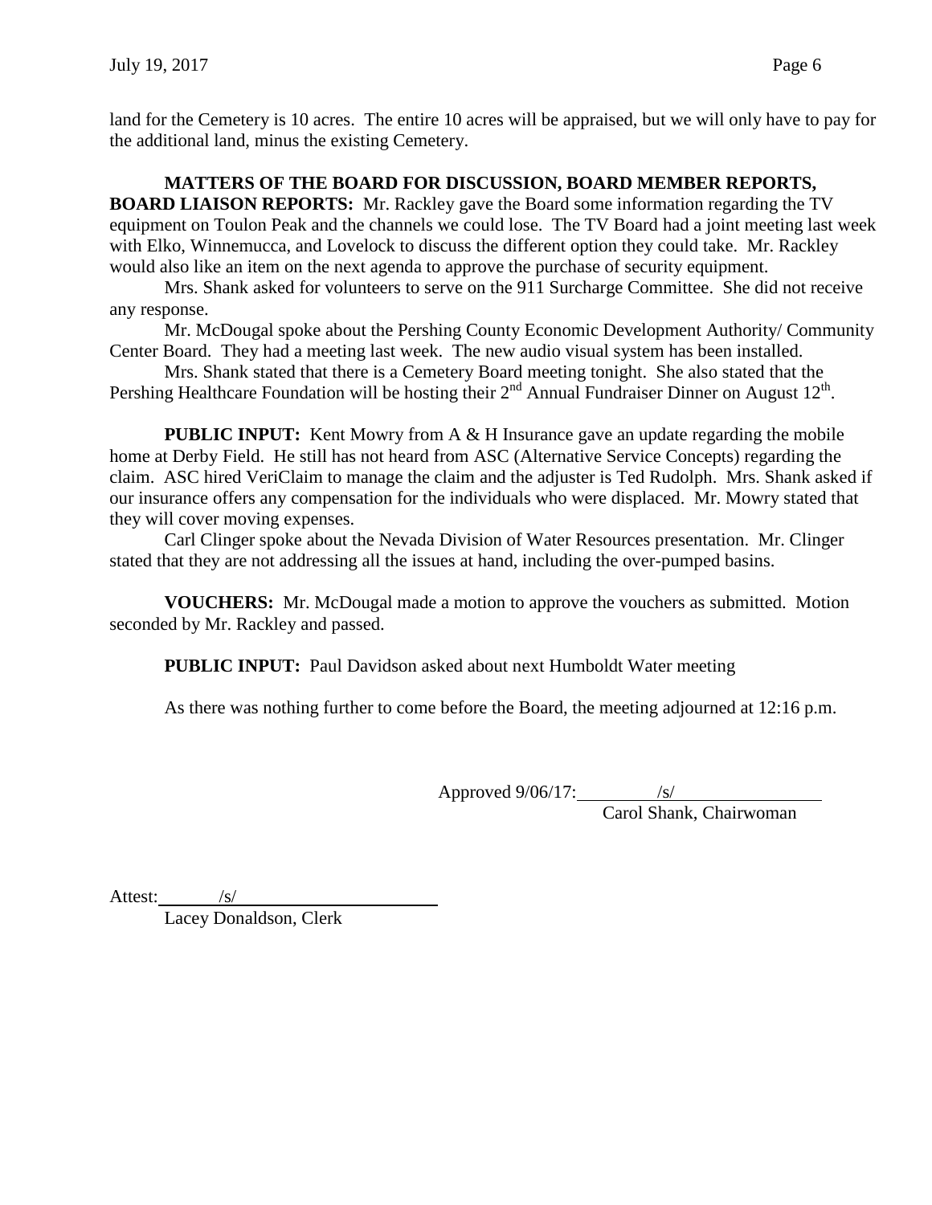land for the Cemetery is 10 acres. The entire 10 acres will be appraised, but we will only have to pay for the additional land, minus the existing Cemetery.

**MATTERS OF THE BOARD FOR DISCUSSION, BOARD MEMBER REPORTS, BOARD LIAISON REPORTS:** Mr. Rackley gave the Board some information regarding the TV equipment on Toulon Peak and the channels we could lose. The TV Board had a joint meeting last week with Elko, Winnemucca, and Lovelock to discuss the different option they could take. Mr. Rackley would also like an item on the next agenda to approve the purchase of security equipment.

Mrs. Shank asked for volunteers to serve on the 911 Surcharge Committee. She did not receive any response.

Mr. McDougal spoke about the Pershing County Economic Development Authority/ Community Center Board. They had a meeting last week. The new audio visual system has been installed.

Mrs. Shank stated that there is a Cemetery Board meeting tonight. She also stated that the Pershing Healthcare Foundation will be hosting their 2nd Annual Fundraiser Dinner on August 12th.

**PUBLIC INPUT:** Kent Mowry from A & H Insurance gave an update regarding the mobile home at Derby Field. He still has not heard from ASC (Alternative Service Concepts) regarding the claim. ASC hired VeriClaim to manage the claim and the adjuster is Ted Rudolph. Mrs. Shank asked if our insurance offers any compensation for the individuals who were displaced. Mr. Mowry stated that they will cover moving expenses.

Carl Clinger spoke about the Nevada Division of Water Resources presentation. Mr. Clinger stated that they are not addressing all the issues at hand, including the over-pumped basins.

**VOUCHERS:** Mr. McDougal made a motion to approve the vouchers as submitted. Motion seconded by Mr. Rackley and passed.

**PUBLIC INPUT:** Paul Davidson asked about next Humboldt Water meeting

As there was nothing further to come before the Board, the meeting adjourned at 12:16 p.m.

Approved 9/06/17: /s/
Carol Shank, Chairwoman

Attest: /s/
Lacey Donaldson, Clerk